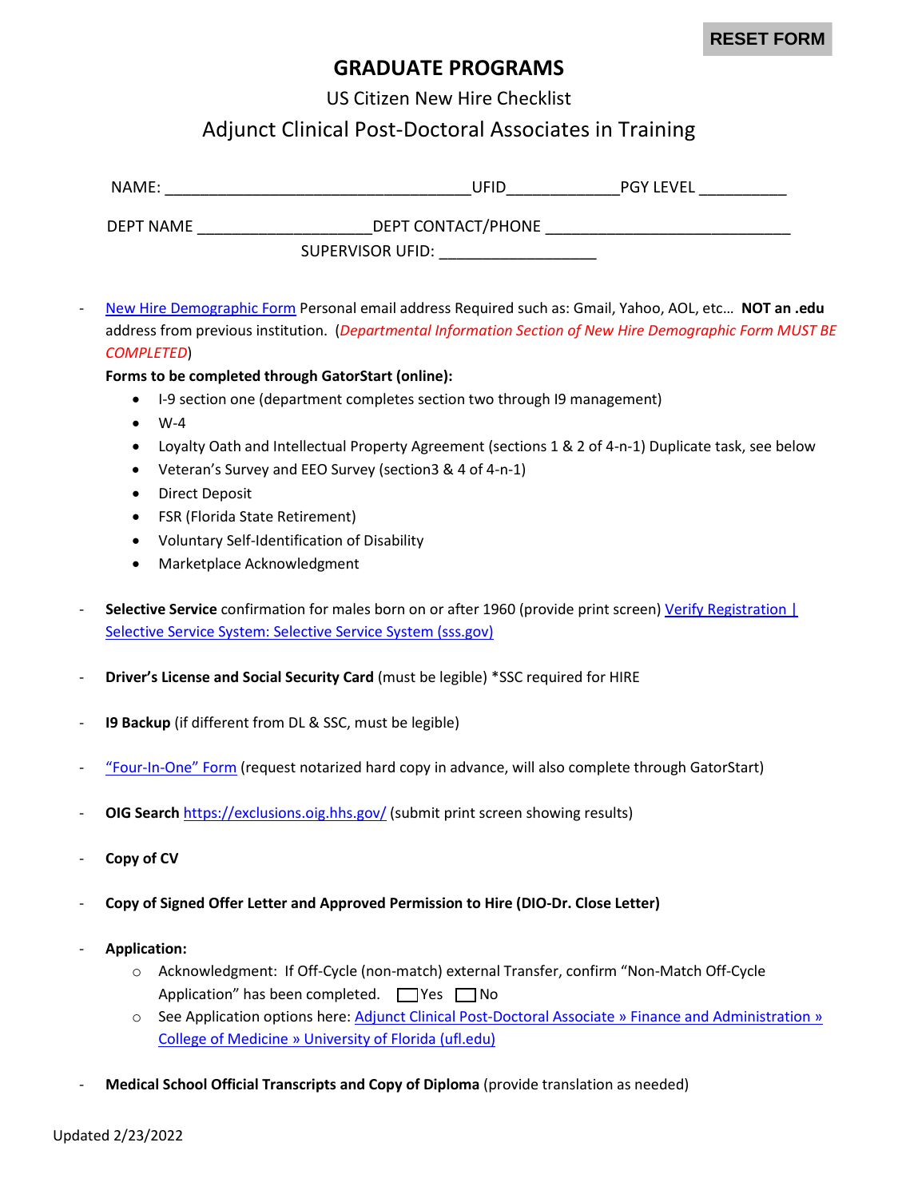RESET FORM

# GRADUATE PROGRAMS

US Citizen New Hire Checklist

Adjunct Clinical Post-Doctoral Associates in Training

NAME: ___________________________________UFID_____________PGY LEVEL __________

DEPT NAME ____________________DEPT CONTACT/PHONE ____________________________

SUPERVISOR UFID: __________________

- New Hire Demographic Form Personal email address Required such as: Gmail, Yahoo, AOL, etc… **NOT an .edu** address from previous institution. (*Departmental Information Section of New Hire Demographic Form MUST BE COMPLETED*)

  **Forms to be completed through GatorStart (online):**
  - I-9 section one (department completes section two through I9 management)
  - W-4
  - Loyalty Oath and Intellectual Property Agreement (sections 1 & 2 of 4-n-1) Duplicate task, see below
  - Veteran's Survey and EEO Survey (section3 & 4 of 4-n-1)
  - Direct Deposit
  - FSR (Florida State Retirement)
  - Voluntary Self-Identification of Disability
  - Marketplace Acknowledgment

- **Selective Service** confirmation for males born on or after 1960 (provide print screen) Verify Registration | Selective Service System: Selective Service System (sss.gov)

- **Driver's License and Social Security Card** (must be legible) *SSC required for HIRE

- **I9 Backup** (if different from DL & SSC, must be legible)

- "Four-In-One" Form (request notarized hard copy in advance, will also complete through GatorStart)

- **OIG Search** https://exclusions.oig.hhs.gov/ (submit print screen showing results)

- **Copy of CV**

- **Copy of Signed Offer Letter and Approved Permission to Hire (DIO-Dr. Close Letter)**

- **Application:**
  - Acknowledgment: If Off-Cycle (non-match) external Transfer, confirm "Non-Match Off-Cycle Application" has been completed. ☐ Yes ☐ No
  - See Application options here: Adjunct Clinical Post-Doctoral Associate » Finance and Administration » College of Medicine » University of Florida (ufl.edu)

- **Medical School Official Transcripts and Copy of Diploma** (provide translation as needed)

Updated 2/23/2022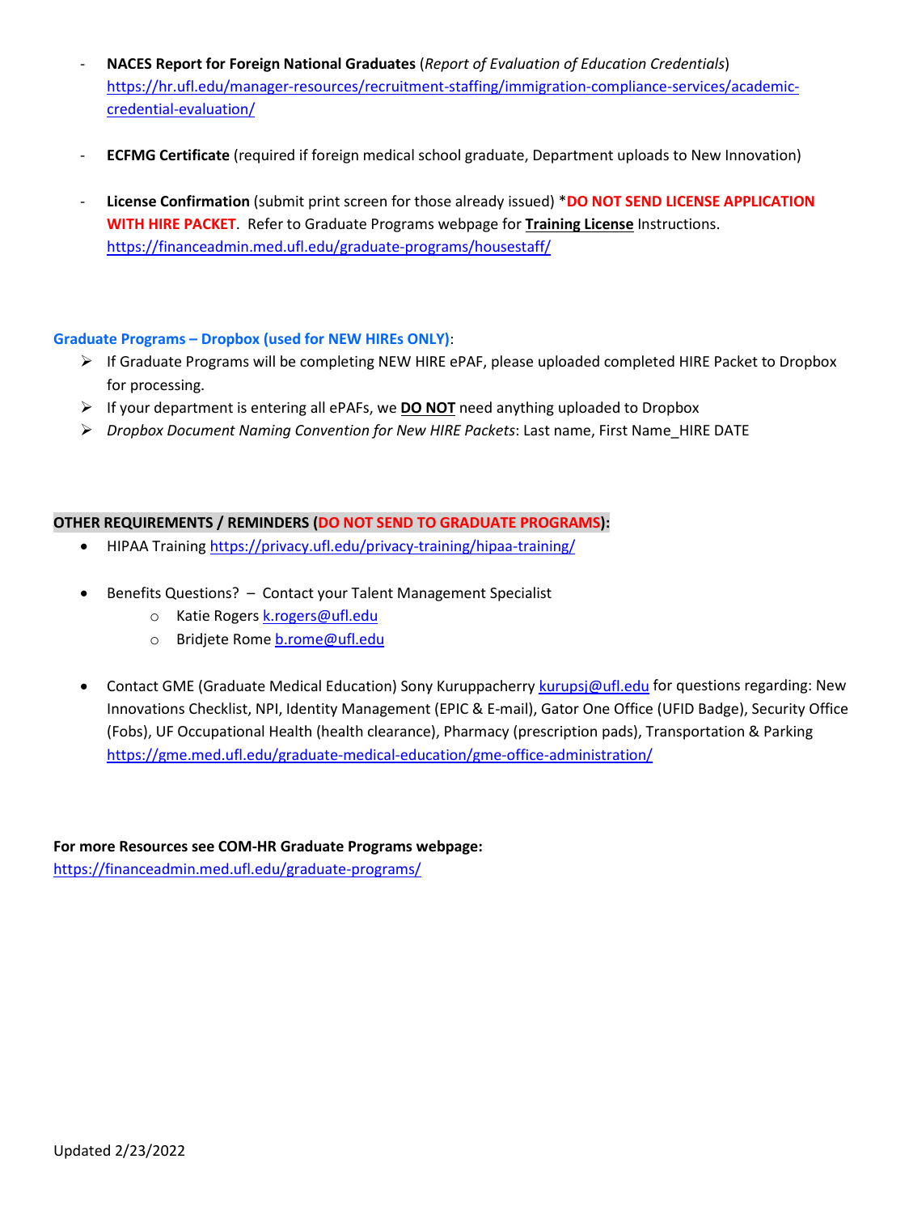- **NACES Report for Foreign National Graduates** (*Report of Evaluation of Education Credentials*) https://hr.ufl.edu/manager-resources/recruitment-staffing/immigration-compliance-services/academic-credential-evaluation/

- **ECFMG Certificate** (required if foreign medical school graduate, Department uploads to New Innovation)

- **License Confirmation** (submit print screen for those already issued) ***DO NOT SEND LICENSE APPLICATION WITH HIRE PACKET**. Refer to Graduate Programs webpage for **Training License** Instructions. https://financeadmin.med.ufl.edu/graduate-programs/housestaff/

**Graduate Programs – Dropbox (used for NEW HIREs ONLY)**:

- If Graduate Programs will be completing NEW HIRE ePAF, please uploaded completed HIRE Packet to Dropbox for processing.
- If your department is entering all ePAFs, we **DO NOT** need anything uploaded to Dropbox
- *Dropbox Document Naming Convention for New HIRE Packets*: Last name, First Name_HIRE DATE

**OTHER REQUIREMENTS / REMINDERS (DO NOT SEND TO GRADUATE PROGRAMS):**

- HIPAA Training https://privacy.ufl.edu/privacy-training/hipaa-training/

- Benefits Questions? – Contact your Talent Management Specialist
  - Katie Rogers k.rogers@ufl.edu
  - Bridjete Rome b.rome@ufl.edu

- Contact GME (Graduate Medical Education) Sony Kuruppacherry kurupsj@ufl.edu for questions regarding: New Innovations Checklist, NPI, Identity Management (EPIC & E-mail), Gator One Office (UFID Badge), Security Office (Fobs), UF Occupational Health (health clearance), Pharmacy (prescription pads), Transportation & Parking https://gme.med.ufl.edu/graduate-medical-education/gme-office-administration/

**For more Resources see COM-HR Graduate Programs webpage:**
https://financeadmin.med.ufl.edu/graduate-programs/

Updated 2/23/2022